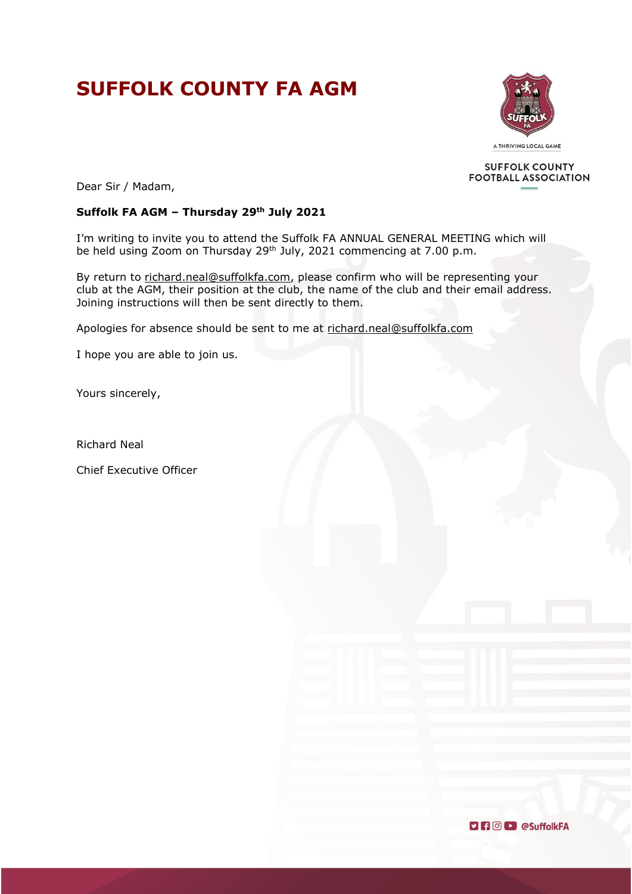# SUFFOLK COUNTY FA AGM

SUFFOLK COUNTY FOOTBALL ASSOCIATION

Dear Sir / Madam,

**Suffolk FA AGM – Thursday 29th July 2021**

I'm writing to invite you to attend the Suffolk FA ANNUAL GENERAL MEETING which will be held using Zoom on Thursday 29th July, 2021 commencing at 7.00 p.m.

By return to richard.neal@suffolkfa.com, please confirm who will be representing your club at the AGM, their position at the club, the name of the club and their email address. Joining instructions will then be sent directly to them.

Apologies for absence should be sent to me at richard.neal@suffolkfa.com

I hope you are able to join us.

Yours sincerely,

Richard Neal

Chief Executive Officer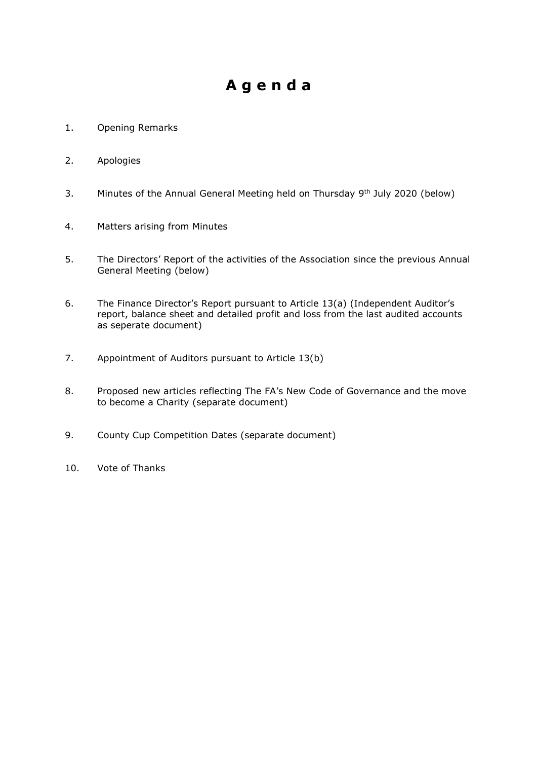# A g e n d a

1. Opening Remarks

2. Apologies

3. Minutes of the Annual General Meeting held on Thursday 9th July 2020 (below)

4. Matters arising from Minutes

5. The Directors' Report of the activities of the Association since the previous Annual General Meeting (below)

6. The Finance Director's Report pursuant to Article 13(a) (Independent Auditor's report, balance sheet and detailed profit and loss from the last audited accounts as seperate document)

7. Appointment of Auditors pursuant to Article 13(b)

8. Proposed new articles reflecting The FA's New Code of Governance and the move to become a Charity (separate document)

9. County Cup Competition Dates (separate document)

10. Vote of Thanks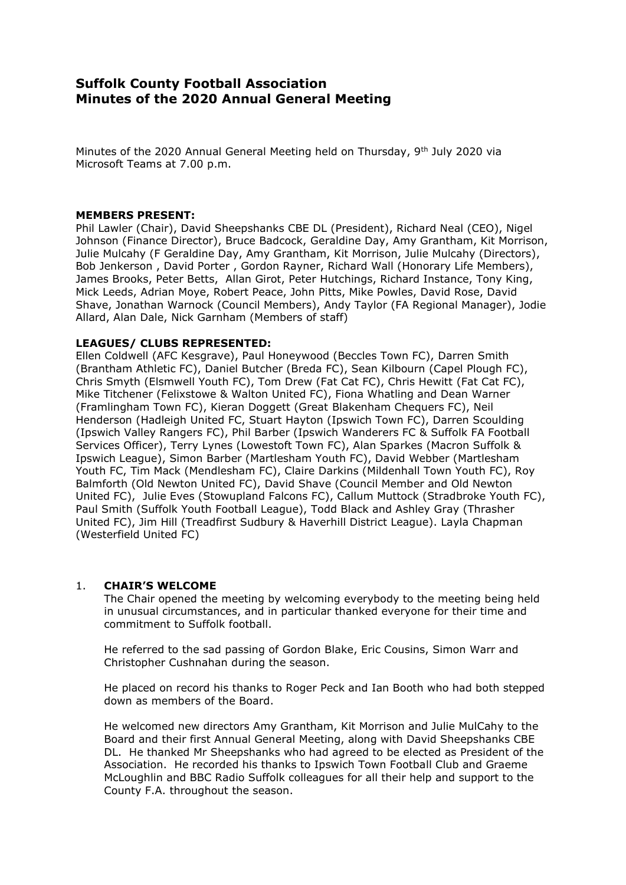# Suffolk County Football Association
# Minutes of the 2020 Annual General Meeting

Minutes of the 2020 Annual General Meeting held on Thursday, 9th July 2020 via Microsoft Teams at 7.00 p.m.

**MEMBERS PRESENT:**
Phil Lawler (Chair), David Sheepshanks CBE DL (President), Richard Neal (CEO), Nigel Johnson (Finance Director), Bruce Badcock, Geraldine Day, Amy Grantham, Kit Morrison, Julie Mulcahy (F Geraldine Day, Amy Grantham, Kit Morrison, Julie Mulcahy (Directors), Bob Jenkerson , David Porter , Gordon Rayner, Richard Wall (Honorary Life Members), James Brooks, Peter Betts, Allan Girot, Peter Hutchings, Richard Instance, Tony King, Mick Leeds, Adrian Moye, Robert Peace, John Pitts, Mike Powles, David Rose, David Shave, Jonathan Warnock (Council Members), Andy Taylor (FA Regional Manager), Jodie Allard, Alan Dale, Nick Garnham (Members of staff)

**LEAGUES/ CLUBS REPRESENTED:**
Ellen Coldwell (AFC Kesgrave), Paul Honeywood (Beccles Town FC), Darren Smith (Brantham Athletic FC), Daniel Butcher (Breda FC), Sean Kilbourn (Capel Plough FC), Chris Smyth (Elsmwell Youth FC), Tom Drew (Fat Cat FC), Chris Hewitt (Fat Cat FC), Mike Titchener (Felixstowe & Walton United FC), Fiona Whatling and Dean Warner (Framlingham Town FC), Kieran Doggett (Great Blakenham Chequers FC), Neil Henderson (Hadleigh United FC, Stuart Hayton (Ipswich Town FC), Darren Scoulding (Ipswich Valley Rangers FC), Phil Barber (Ipswich Wanderers FC & Suffolk FA Football Services Officer), Terry Lynes (Lowestoft Town FC), Alan Sparkes (Macron Suffolk & Ipswich League), Simon Barber (Martlesham Youth FC), David Webber (Martlesham Youth FC, Tim Mack (Mendlesham FC), Claire Darkins (Mildenhall Town Youth FC), Roy Balmforth (Old Newton United FC), David Shave (Council Member and Old Newton United FC), Julie Eves (Stowupland Falcons FC), Callum Muttock (Stradbroke Youth FC), Paul Smith (Suffolk Youth Football League), Todd Black and Ashley Gray (Thrasher United FC), Jim Hill (Treadfirst Sudbury & Haverhill District League). Layla Chapman (Westerfield United FC)

1. **CHAIR'S WELCOME**

   The Chair opened the meeting by welcoming everybody to the meeting being held in unusual circumstances, and in particular thanked everyone for their time and commitment to Suffolk football.

   He referred to the sad passing of Gordon Blake, Eric Cousins, Simon Warr and Christopher Cushnahan during the season.

   He placed on record his thanks to Roger Peck and Ian Booth who had both stepped down as members of the Board.

   He welcomed new directors Amy Grantham, Kit Morrison and Julie MulCahy to the Board and their first Annual General Meeting, along with David Sheepshanks CBE DL. He thanked Mr Sheepshanks who had agreed to be elected as President of the Association. He recorded his thanks to Ipswich Town Football Club and Graeme McLoughlin and BBC Radio Suffolk colleagues for all their help and support to the County F.A. throughout the season.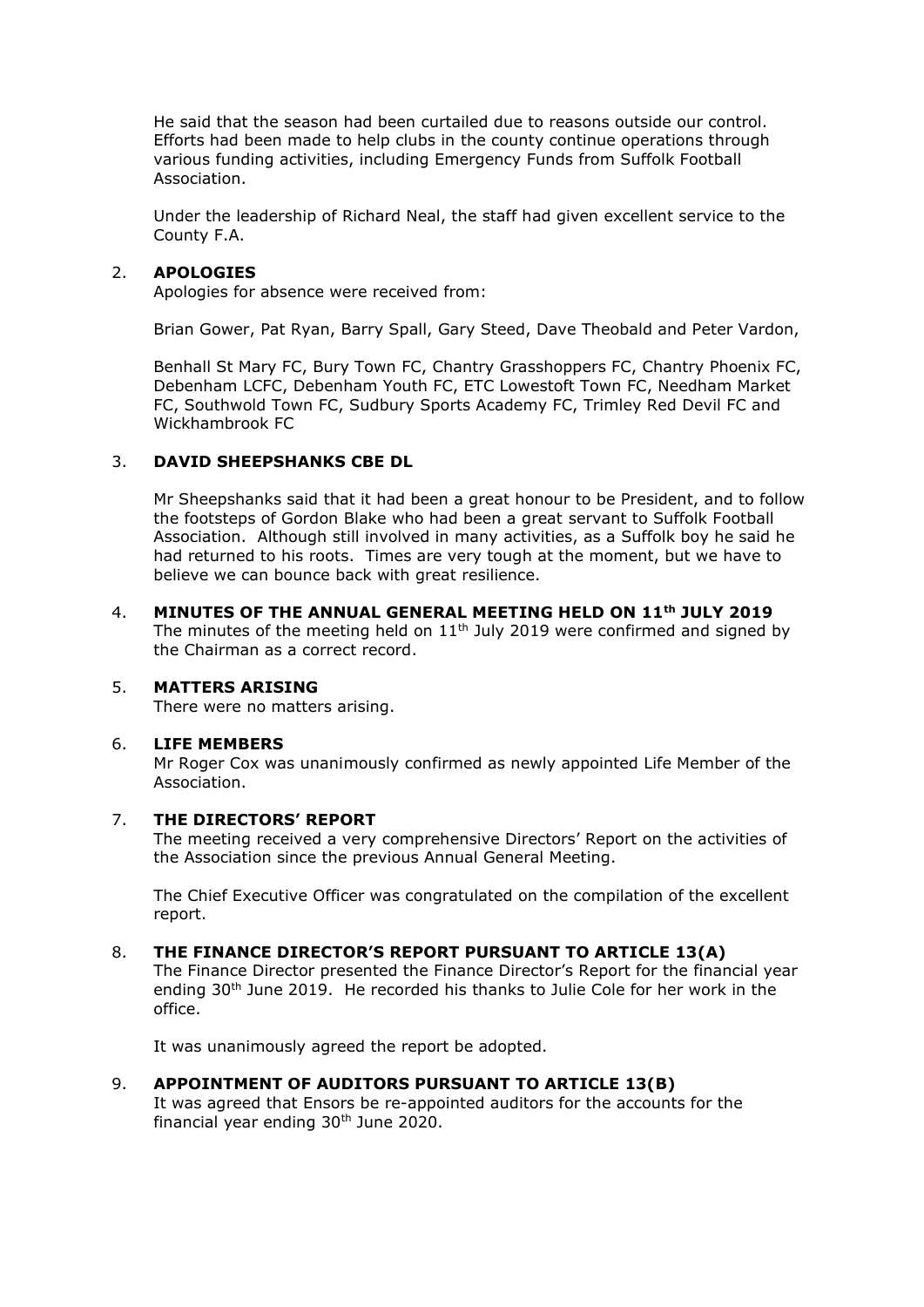He said that the season had been curtailed due to reasons outside our control. Efforts had been made to help clubs in the county continue operations through various funding activities, including Emergency Funds from Suffolk Football Association.

Under the leadership of Richard Neal, the staff had given excellent service to the County F.A.

2. **APOLOGIES**

Apologies for absence were received from:

Brian Gower, Pat Ryan, Barry Spall, Gary Steed, Dave Theobald and Peter Vardon,

Benhall St Mary FC, Bury Town FC, Chantry Grasshoppers FC, Chantry Phoenix FC, Debenham LCFC, Debenham Youth FC, ETC Lowestoft Town FC, Needham Market FC, Southwold Town FC, Sudbury Sports Academy FC, Trimley Red Devil FC and Wickhambrook FC

3. **DAVID SHEEPSHANKS CBE DL**

Mr Sheepshanks said that it had been a great honour to be President, and to follow the footsteps of Gordon Blake who had been a great servant to Suffolk Football Association. Although still involved in many activities, as a Suffolk boy he said he had returned to his roots. Times are very tough at the moment, but we have to believe we can bounce back with great resilience.

4. **MINUTES OF THE ANNUAL GENERAL MEETING HELD ON 11th JULY 2019**

The minutes of the meeting held on 11th July 2019 were confirmed and signed by the Chairman as a correct record.

5. **MATTERS ARISING**

There were no matters arising.

6. **LIFE MEMBERS**

Mr Roger Cox was unanimously confirmed as newly appointed Life Member of the Association.

7. **THE DIRECTORS' REPORT**

The meeting received a very comprehensive Directors' Report on the activities of the Association since the previous Annual General Meeting.

The Chief Executive Officer was congratulated on the compilation of the excellent report.

8. **THE FINANCE DIRECTOR'S REPORT PURSUANT TO ARTICLE 13(A)**

The Finance Director presented the Finance Director's Report for the financial year ending 30th June 2019. He recorded his thanks to Julie Cole for her work in the office.

It was unanimously agreed the report be adopted.

9. **APPOINTMENT OF AUDITORS PURSUANT TO ARTICLE 13(B)**

It was agreed that Ensors be re-appointed auditors for the accounts for the financial year ending 30th June 2020.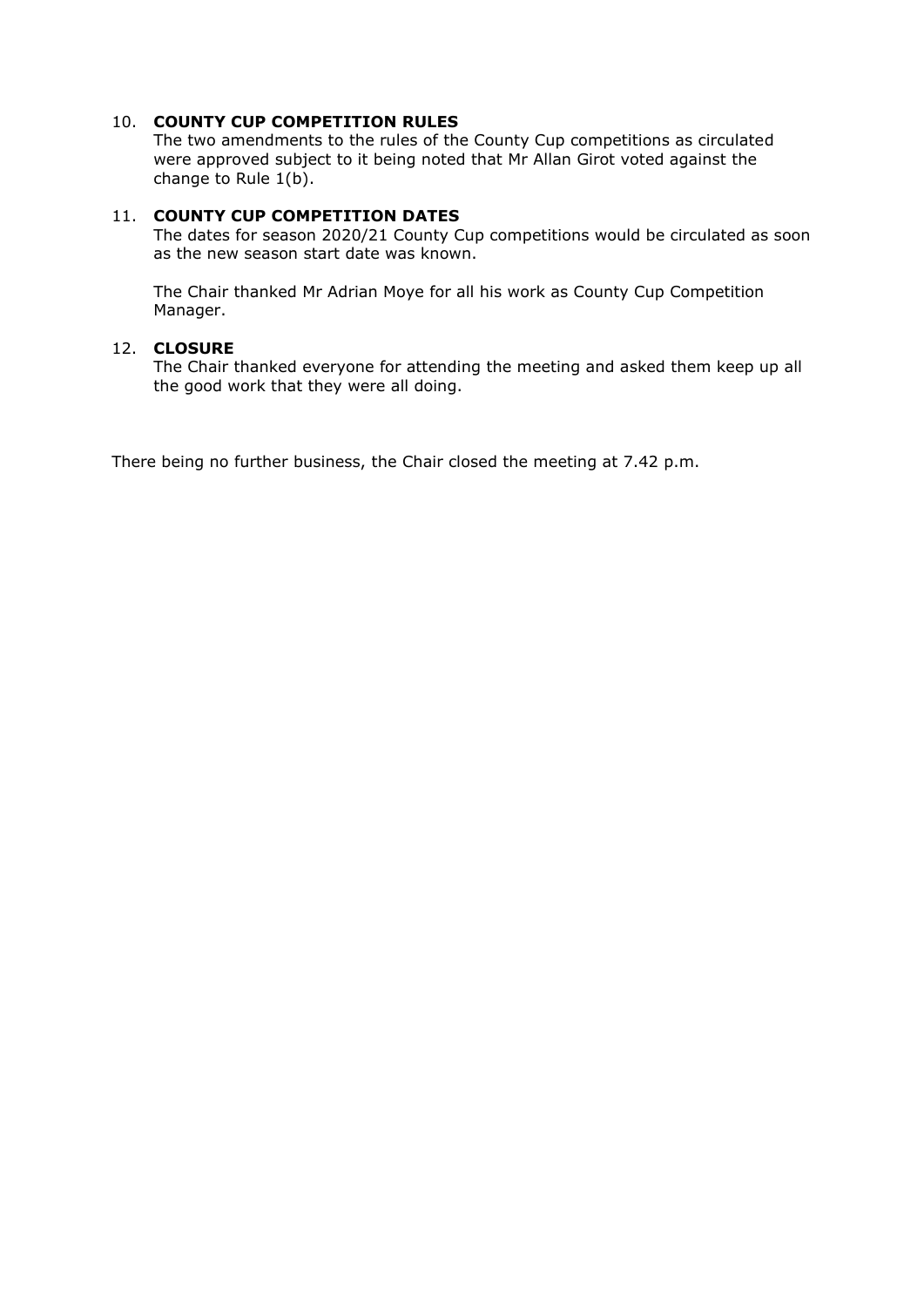10. **COUNTY CUP COMPETITION RULES**
    The two amendments to the rules of the County Cup competitions as circulated were approved subject to it being noted that Mr Allan Girot voted against the change to Rule 1(b).

11. **COUNTY CUP COMPETITION DATES**
    The dates for season 2020/21 County Cup competitions would be circulated as soon as the new season start date was known.

    The Chair thanked Mr Adrian Moye for all his work as County Cup Competition Manager.

12. **CLOSURE**
    The Chair thanked everyone for attending the meeting and asked them keep up all the good work that they were all doing.

There being no further business, the Chair closed the meeting at 7.42 p.m.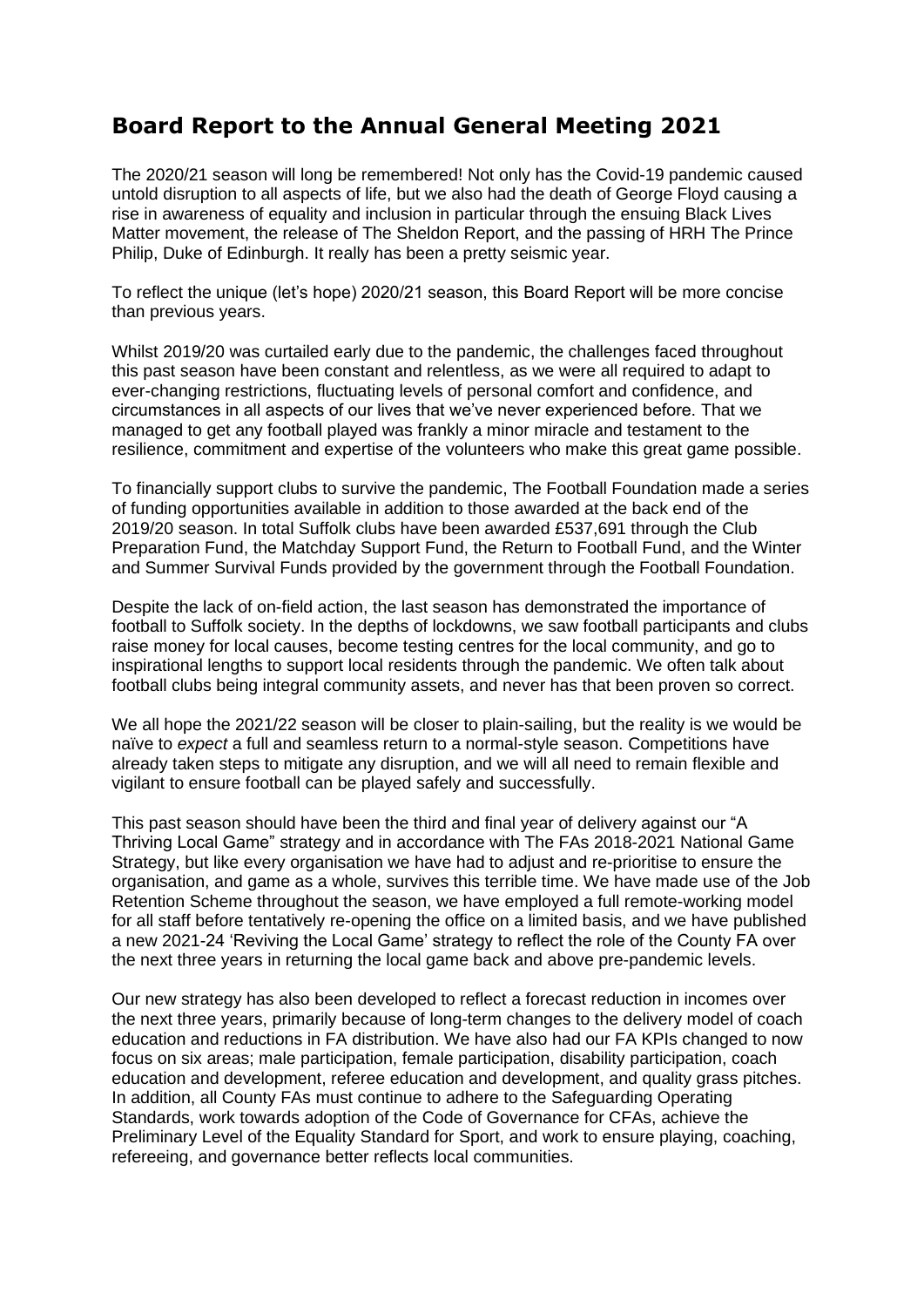# Board Report to the Annual General Meeting 2021

The 2020/21 season will long be remembered! Not only has the Covid-19 pandemic caused untold disruption to all aspects of life, but we also had the death of George Floyd causing a rise in awareness of equality and inclusion in particular through the ensuing Black Lives Matter movement, the release of The Sheldon Report, and the passing of HRH The Prince Philip, Duke of Edinburgh. It really has been a pretty seismic year.

To reflect the unique (let's hope) 2020/21 season, this Board Report will be more concise than previous years.

Whilst 2019/20 was curtailed early due to the pandemic, the challenges faced throughout this past season have been constant and relentless, as we were all required to adapt to ever-changing restrictions, fluctuating levels of personal comfort and confidence, and circumstances in all aspects of our lives that we've never experienced before. That we managed to get any football played was frankly a minor miracle and testament to the resilience, commitment and expertise of the volunteers who make this great game possible.

To financially support clubs to survive the pandemic, The Football Foundation made a series of funding opportunities available in addition to those awarded at the back end of the 2019/20 season. In total Suffolk clubs have been awarded £537,691 through the Club Preparation Fund, the Matchday Support Fund, the Return to Football Fund, and the Winter and Summer Survival Funds provided by the government through the Football Foundation.

Despite the lack of on-field action, the last season has demonstrated the importance of football to Suffolk society. In the depths of lockdowns, we saw football participants and clubs raise money for local causes, become testing centres for the local community, and go to inspirational lengths to support local residents through the pandemic. We often talk about football clubs being integral community assets, and never has that been proven so correct.

We all hope the 2021/22 season will be closer to plain-sailing, but the reality is we would be naïve to *expect* a full and seamless return to a normal-style season. Competitions have already taken steps to mitigate any disruption, and we will all need to remain flexible and vigilant to ensure football can be played safely and successfully.

This past season should have been the third and final year of delivery against our "A Thriving Local Game" strategy and in accordance with The FAs 2018-2021 National Game Strategy, but like every organisation we have had to adjust and re-prioritise to ensure the organisation, and game as a whole, survives this terrible time. We have made use of the Job Retention Scheme throughout the season, we have employed a full remote-working model for all staff before tentatively re-opening the office on a limited basis, and we have published a new 2021-24 'Reviving the Local Game' strategy to reflect the role of the County FA over the next three years in returning the local game back and above pre-pandemic levels.

Our new strategy has also been developed to reflect a forecast reduction in incomes over the next three years, primarily because of long-term changes to the delivery model of coach education and reductions in FA distribution. We have also had our FA KPIs changed to now focus on six areas; male participation, female participation, disability participation, coach education and development, referee education and development, and quality grass pitches. In addition, all County FAs must continue to adhere to the Safeguarding Operating Standards, work towards adoption of the Code of Governance for CFAs, achieve the Preliminary Level of the Equality Standard for Sport, and work to ensure playing, coaching, refereeing, and governance better reflects local communities.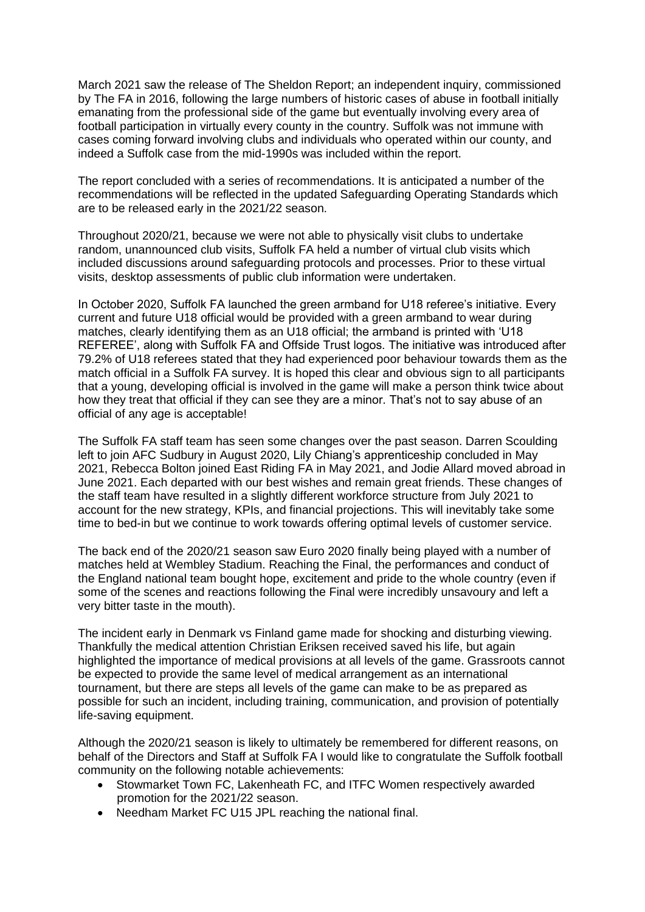March 2021 saw the release of The Sheldon Report; an independent inquiry, commissioned by The FA in 2016, following the large numbers of historic cases of abuse in football initially emanating from the professional side of the game but eventually involving every area of football participation in virtually every county in the country. Suffolk was not immune with cases coming forward involving clubs and individuals who operated within our county, and indeed a Suffolk case from the mid-1990s was included within the report.

The report concluded with a series of recommendations. It is anticipated a number of the recommendations will be reflected in the updated Safeguarding Operating Standards which are to be released early in the 2021/22 season.

Throughout 2020/21, because we were not able to physically visit clubs to undertake random, unannounced club visits, Suffolk FA held a number of virtual club visits which included discussions around safeguarding protocols and processes. Prior to these virtual visits, desktop assessments of public club information were undertaken.

In October 2020, Suffolk FA launched the green armband for U18 referee's initiative. Every current and future U18 official would be provided with a green armband to wear during matches, clearly identifying them as an U18 official; the armband is printed with 'U18 REFEREE', along with Suffolk FA and Offside Trust logos. The initiative was introduced after 79.2% of U18 referees stated that they had experienced poor behaviour towards them as the match official in a Suffolk FA survey. It is hoped this clear and obvious sign to all participants that a young, developing official is involved in the game will make a person think twice about how they treat that official if they can see they are a minor. That's not to say abuse of an official of any age is acceptable!

The Suffolk FA staff team has seen some changes over the past season. Darren Scoulding left to join AFC Sudbury in August 2020, Lily Chiang's apprenticeship concluded in May 2021, Rebecca Bolton joined East Riding FA in May 2021, and Jodie Allard moved abroad in June 2021. Each departed with our best wishes and remain great friends. These changes of the staff team have resulted in a slightly different workforce structure from July 2021 to account for the new strategy, KPIs, and financial projections. This will inevitably take some time to bed-in but we continue to work towards offering optimal levels of customer service.

The back end of the 2020/21 season saw Euro 2020 finally being played with a number of matches held at Wembley Stadium. Reaching the Final, the performances and conduct of the England national team bought hope, excitement and pride to the whole country (even if some of the scenes and reactions following the Final were incredibly unsavoury and left a very bitter taste in the mouth).

The incident early in Denmark vs Finland game made for shocking and disturbing viewing. Thankfully the medical attention Christian Eriksen received saved his life, but again highlighted the importance of medical provisions at all levels of the game. Grassroots cannot be expected to provide the same level of medical arrangement as an international tournament, but there are steps all levels of the game can make to be as prepared as possible for such an incident, including training, communication, and provision of potentially life-saving equipment.

Although the 2020/21 season is likely to ultimately be remembered for different reasons, on behalf of the Directors and Staff at Suffolk FA I would like to congratulate the Suffolk football community on the following notable achievements:

- Stowmarket Town FC, Lakenheath FC, and ITFC Women respectively awarded promotion for the 2021/22 season.
- Needham Market FC U15 JPL reaching the national final.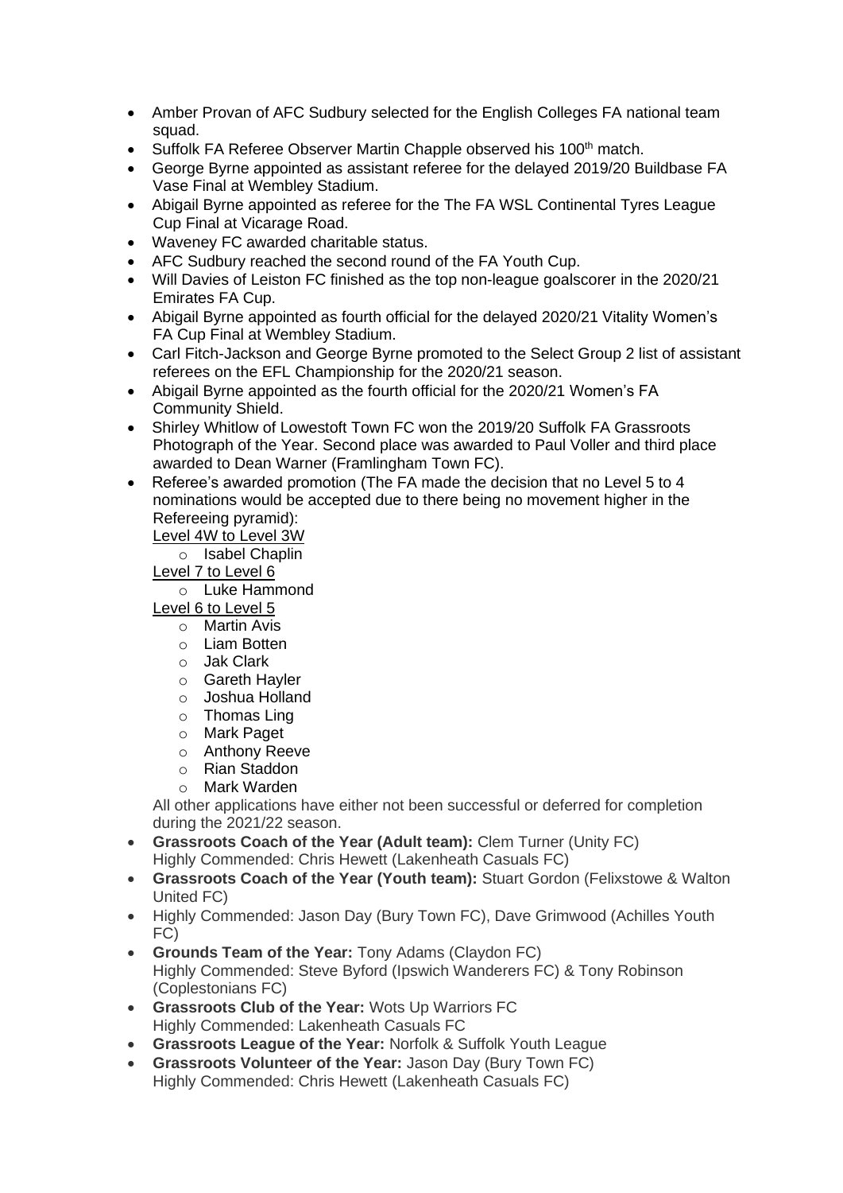- Amber Provan of AFC Sudbury selected for the English Colleges FA national team squad.
- Suffolk FA Referee Observer Martin Chapple observed his 100th match.
- George Byrne appointed as assistant referee for the delayed 2019/20 Buildbase FA Vase Final at Wembley Stadium.
- Abigail Byrne appointed as referee for the The FA WSL Continental Tyres League Cup Final at Vicarage Road.
- Waveney FC awarded charitable status.
- AFC Sudbury reached the second round of the FA Youth Cup.
- Will Davies of Leiston FC finished as the top non-league goalscorer in the 2020/21 Emirates FA Cup.
- Abigail Byrne appointed as fourth official for the delayed 2020/21 Vitality Women's FA Cup Final at Wembley Stadium.
- Carl Fitch-Jackson and George Byrne promoted to the Select Group 2 list of assistant referees on the EFL Championship for the 2020/21 season.
- Abigail Byrne appointed as the fourth official for the 2020/21 Women's FA Community Shield.
- Shirley Whitlow of Lowestoft Town FC won the 2019/20 Suffolk FA Grassroots Photograph of the Year. Second place was awarded to Paul Voller and third place awarded to Dean Warner (Framlingham Town FC).
- Referee's awarded promotion (The FA made the decision that no Level 5 to 4 nominations would be accepted due to there being no movement higher in the Refereeing pyramid):

  Level 4W to Level 3W
  - Isabel Chaplin

  Level 7 to Level 6
  - Luke Hammond

  Level 6 to Level 5
  - Martin Avis
  - Liam Botten
  - Jak Clark
  - Gareth Hayler
  - Joshua Holland
  - Thomas Ling
  - Mark Paget
  - Anthony Reeve
  - Rian Staddon
  - Mark Warden

  All other applications have either not been successful or deferred for completion during the 2021/22 season.
- **Grassroots Coach of the Year (Adult team):** Clem Turner (Unity FC)
  Highly Commended: Chris Hewett (Lakenheath Casuals FC)
- **Grassroots Coach of the Year (Youth team):** Stuart Gordon (Felixstowe & Walton United FC)
- Highly Commended: Jason Day (Bury Town FC), Dave Grimwood (Achilles Youth FC)
- **Grounds Team of the Year:** Tony Adams (Claydon FC)
  Highly Commended: Steve Byford (Ipswich Wanderers FC) & Tony Robinson (Coplestonians FC)
- **Grassroots Club of the Year:** Wots Up Warriors FC
  Highly Commended: Lakenheath Casuals FC
- **Grassroots League of the Year:** Norfolk & Suffolk Youth League
- **Grassroots Volunteer of the Year:** Jason Day (Bury Town FC)
  Highly Commended: Chris Hewett (Lakenheath Casuals FC)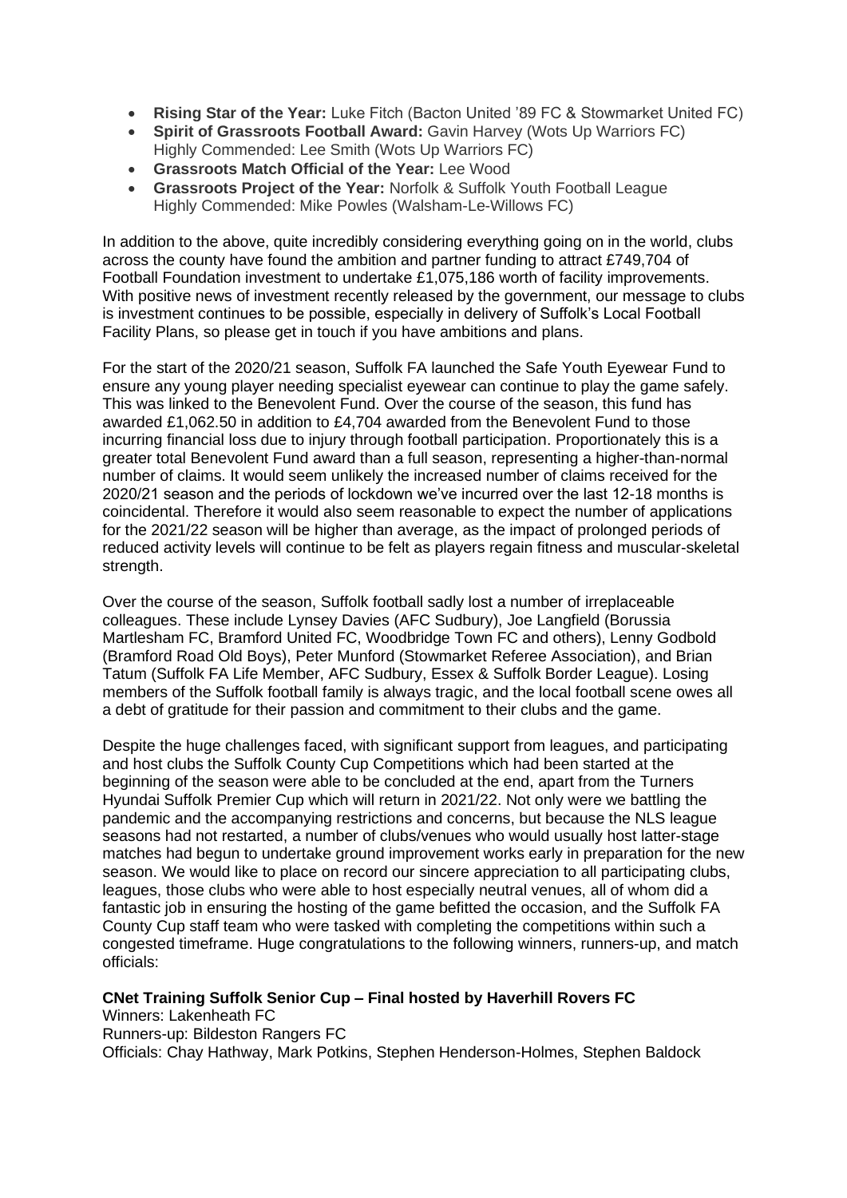- **Rising Star of the Year:** Luke Fitch (Bacton United '89 FC & Stowmarket United FC)
- **Spirit of Grassroots Football Award:** Gavin Harvey (Wots Up Warriors FC)
  Highly Commended: Lee Smith (Wots Up Warriors FC)
- **Grassroots Match Official of the Year:** Lee Wood
- **Grassroots Project of the Year:** Norfolk & Suffolk Youth Football League
  Highly Commended: Mike Powles (Walsham-Le-Willows FC)

In addition to the above, quite incredibly considering everything going on in the world, clubs across the county have found the ambition and partner funding to attract £749,704 of Football Foundation investment to undertake £1,075,186 worth of facility improvements. With positive news of investment recently released by the government, our message to clubs is investment continues to be possible, especially in delivery of Suffolk's Local Football Facility Plans, so please get in touch if you have ambitions and plans.

For the start of the 2020/21 season, Suffolk FA launched the Safe Youth Eyewear Fund to ensure any young player needing specialist eyewear can continue to play the game safely. This was linked to the Benevolent Fund. Over the course of the season, this fund has awarded £1,062.50 in addition to £4,704 awarded from the Benevolent Fund to those incurring financial loss due to injury through football participation. Proportionately this is a greater total Benevolent Fund award than a full season, representing a higher-than-normal number of claims. It would seem unlikely the increased number of claims received for the 2020/21 season and the periods of lockdown we've incurred over the last 12-18 months is coincidental. Therefore it would also seem reasonable to expect the number of applications for the 2021/22 season will be higher than average, as the impact of prolonged periods of reduced activity levels will continue to be felt as players regain fitness and muscular-skeletal strength.

Over the course of the season, Suffolk football sadly lost a number of irreplaceable colleagues. These include Lynsey Davies (AFC Sudbury), Joe Langfield (Borussia Martlesham FC, Bramford United FC, Woodbridge Town FC and others), Lenny Godbold (Bramford Road Old Boys), Peter Munford (Stowmarket Referee Association), and Brian Tatum (Suffolk FA Life Member, AFC Sudbury, Essex & Suffolk Border League). Losing members of the Suffolk football family is always tragic, and the local football scene owes all a debt of gratitude for their passion and commitment to their clubs and the game.

Despite the huge challenges faced, with significant support from leagues, and participating and host clubs the Suffolk County Cup Competitions which had been started at the beginning of the season were able to be concluded at the end, apart from the Turners Hyundai Suffolk Premier Cup which will return in 2021/22. Not only were we battling the pandemic and the accompanying restrictions and concerns, but because the NLS league seasons had not restarted, a number of clubs/venues who would usually host latter-stage matches had begun to undertake ground improvement works early in preparation for the new season. We would like to place on record our sincere appreciation to all participating clubs, leagues, those clubs who were able to host especially neutral venues, all of whom did a fantastic job in ensuring the hosting of the game befitted the occasion, and the Suffolk FA County Cup staff team who were tasked with completing the competitions within such a congested timeframe. Huge congratulations to the following winners, runners-up, and match officials:

**CNet Training Suffolk Senior Cup – Final hosted by Haverhill Rovers FC**
Winners: Lakenheath FC
Runners-up: Bildeston Rangers FC
Officials: Chay Hathway, Mark Potkins, Stephen Henderson-Holmes, Stephen Baldock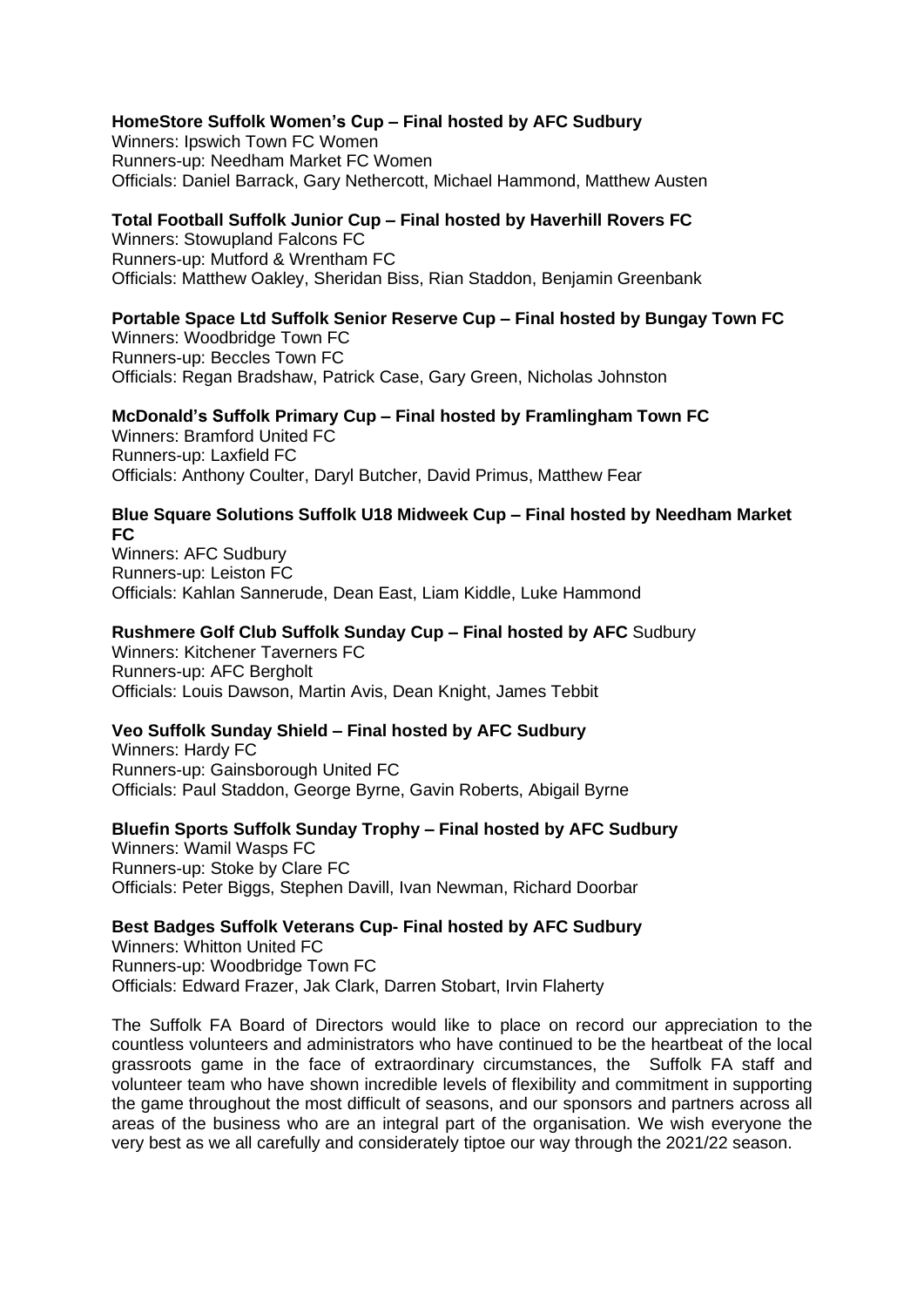**HomeStore Suffolk Women's Cup – Final hosted by AFC Sudbury**
Winners: Ipswich Town FC Women
Runners-up: Needham Market FC Women
Officials: Daniel Barrack, Gary Nethercott, Michael Hammond, Matthew Austen

**Total Football Suffolk Junior Cup – Final hosted by Haverhill Rovers FC**
Winners: Stowupland Falcons FC
Runners-up: Mutford & Wrentham FC
Officials: Matthew Oakley, Sheridan Biss, Rian Staddon, Benjamin Greenbank

**Portable Space Ltd Suffolk Senior Reserve Cup – Final hosted by Bungay Town FC**
Winners: Woodbridge Town FC
Runners-up: Beccles Town FC
Officials: Regan Bradshaw, Patrick Case, Gary Green, Nicholas Johnston

**McDonald's Suffolk Primary Cup – Final hosted by Framlingham Town FC**
Winners: Bramford United FC
Runners-up: Laxfield FC
Officials: Anthony Coulter, Daryl Butcher, David Primus, Matthew Fear

**Blue Square Solutions Suffolk U18 Midweek Cup – Final hosted by Needham Market FC**
Winners: AFC Sudbury
Runners-up: Leiston FC
Officials: Kahlan Sannerude, Dean East, Liam Kiddle, Luke Hammond

**Rushmere Golf Club Suffolk Sunday Cup – Final hosted by AFC** Sudbury
Winners: Kitchener Taverners FC
Runners-up: AFC Bergholt
Officials: Louis Dawson, Martin Avis, Dean Knight, James Tebbit

**Veo Suffolk Sunday Shield – Final hosted by AFC Sudbury**
Winners: Hardy FC
Runners-up: Gainsborough United FC
Officials: Paul Staddon, George Byrne, Gavin Roberts, Abigail Byrne

**Bluefin Sports Suffolk Sunday Trophy – Final hosted by AFC Sudbury**
Winners: Wamil Wasps FC
Runners-up: Stoke by Clare FC
Officials: Peter Biggs, Stephen Davill, Ivan Newman, Richard Doorbar

**Best Badges Suffolk Veterans Cup- Final hosted by AFC Sudbury**
Winners: Whitton United FC
Runners-up: Woodbridge Town FC
Officials: Edward Frazer, Jak Clark, Darren Stobart, Irvin Flaherty

The Suffolk FA Board of Directors would like to place on record our appreciation to the countless volunteers and administrators who have continued to be the heartbeat of the local grassroots game in the face of extraordinary circumstances, the Suffolk FA staff and volunteer team who have shown incredible levels of flexibility and commitment in supporting the game throughout the most difficult of seasons, and our sponsors and partners across all areas of the business who are an integral part of the organisation. We wish everyone the very best as we all carefully and considerately tiptoe our way through the 2021/22 season.